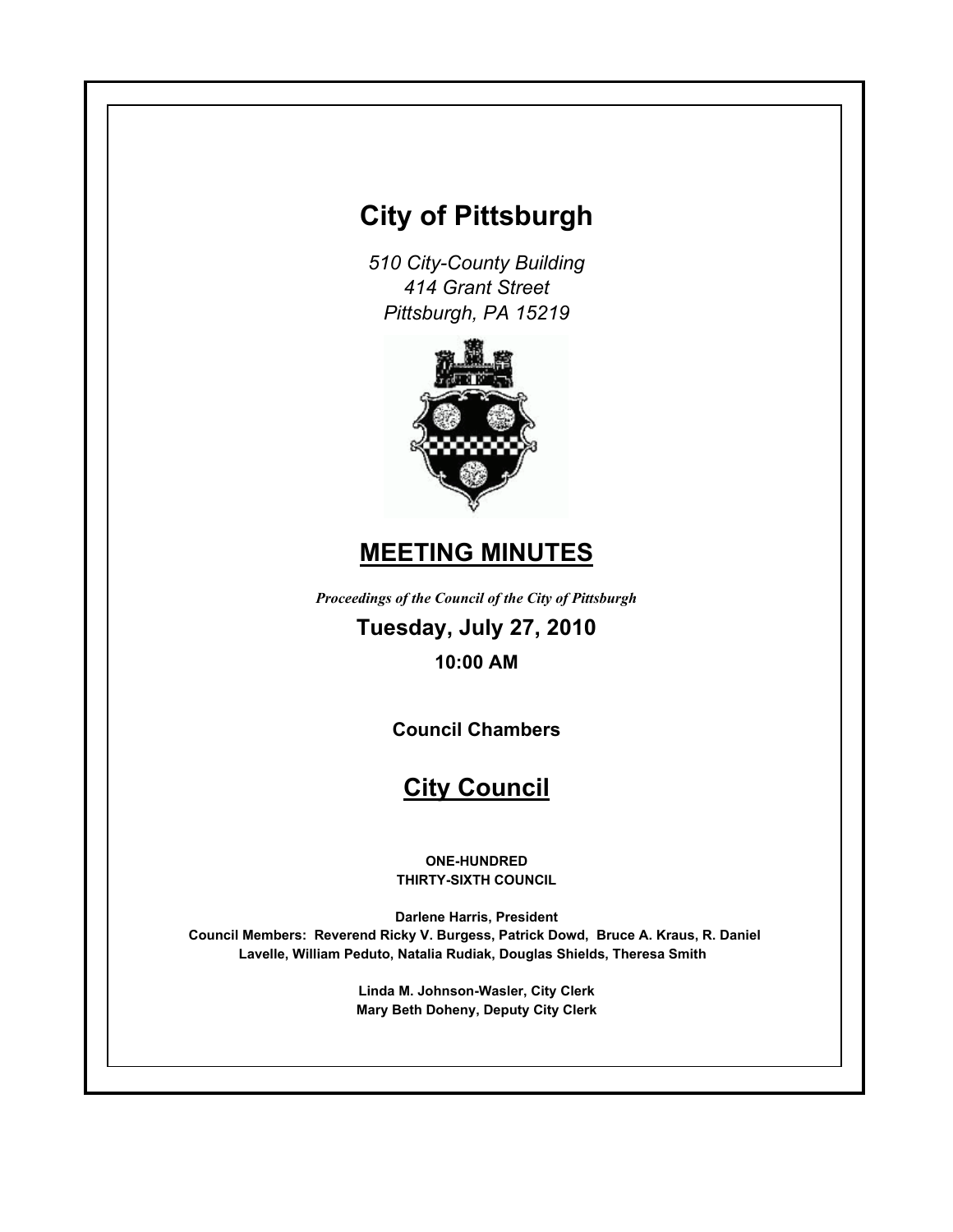# City of Pittsburgh

*510 City-County Building*
*414 Grant Street*
*Pittsburgh, PA 15219*

## MEETING MINUTES

***Proceedings of the Council of the City of Pittsburgh***

**Tuesday, July 27, 2010**

**10:00 AM**

**Council Chambers**

## City Council

**ONE-HUNDRED**
**THIRTY-SIXTH COUNCIL**

**Darlene Harris, President**
**Council Members: Reverend Ricky V. Burgess, Patrick Dowd, Bruce A. Kraus, R. Daniel Lavelle, William Peduto, Natalia Rudiak, Douglas Shields, Theresa Smith**

**Linda M. Johnson-Wasler, City Clerk**
**Mary Beth Doheny, Deputy City Clerk**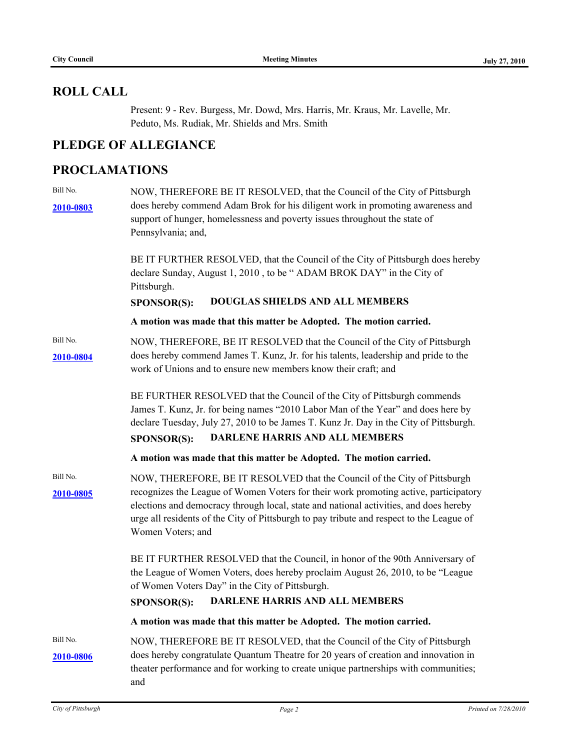## ROLL CALL

Present: 9 - Rev. Burgess, Mr. Dowd, Mrs. Harris, Mr. Kraus, Mr. Lavelle, Mr. Peduto, Ms. Rudiak, Mr. Shields and Mrs. Smith

## PLEDGE OF ALLEGIANCE

## PROCLAMATIONS

Bill No. **2010-0803**

NOW, THEREFORE BE IT RESOLVED, that the Council of the City of Pittsburgh does hereby commend Adam Brok for his diligent work in promoting awareness and support of hunger, homelessness and poverty issues throughout the state of Pennsylvania; and,

BE IT FURTHER RESOLVED, that the Council of the City of Pittsburgh does hereby declare Sunday, August 1, 2010 , to be " ADAM BROK DAY" in the City of Pittsburgh.

**SPONSOR(S): DOUGLAS SHIELDS AND ALL MEMBERS**

**A motion was made that this matter be Adopted. The motion carried.**

Bill No. **2010-0804**

NOW, THEREFORE, BE IT RESOLVED that the Council of the City of Pittsburgh does hereby commend James T. Kunz, Jr. for his talents, leadership and pride to the work of Unions and to ensure new members know their craft; and

BE FURTHER RESOLVED that the Council of the City of Pittsburgh commends James T. Kunz, Jr. for being names "2010 Labor Man of the Year" and does here by declare Tuesday, July 27, 2010 to be James T. Kunz Jr. Day in the City of Pittsburgh.

**SPONSOR(S): DARLENE HARRIS AND ALL MEMBERS**

**A motion was made that this matter be Adopted. The motion carried.**

Bill No. **2010-0805**

NOW, THEREFORE, BE IT RESOLVED that the Council of the City of Pittsburgh recognizes the League of Women Voters for their work promoting active, participatory elections and democracy through local, state and national activities, and does hereby urge all residents of the City of Pittsburgh to pay tribute and respect to the League of Women Voters; and

BE IT FURTHER RESOLVED that the Council, in honor of the 90th Anniversary of the League of Women Voters, does hereby proclaim August 26, 2010, to be "League of Women Voters Day" in the City of Pittsburgh.

**SPONSOR(S): DARLENE HARRIS AND ALL MEMBERS**

**A motion was made that this matter be Adopted. The motion carried.**

Bill No. **2010-0806**

NOW, THEREFORE BE IT RESOLVED, that the Council of the City of Pittsburgh does hereby congratulate Quantum Theatre for 20 years of creation and innovation in theater performance and for working to create unique partnerships with communities; and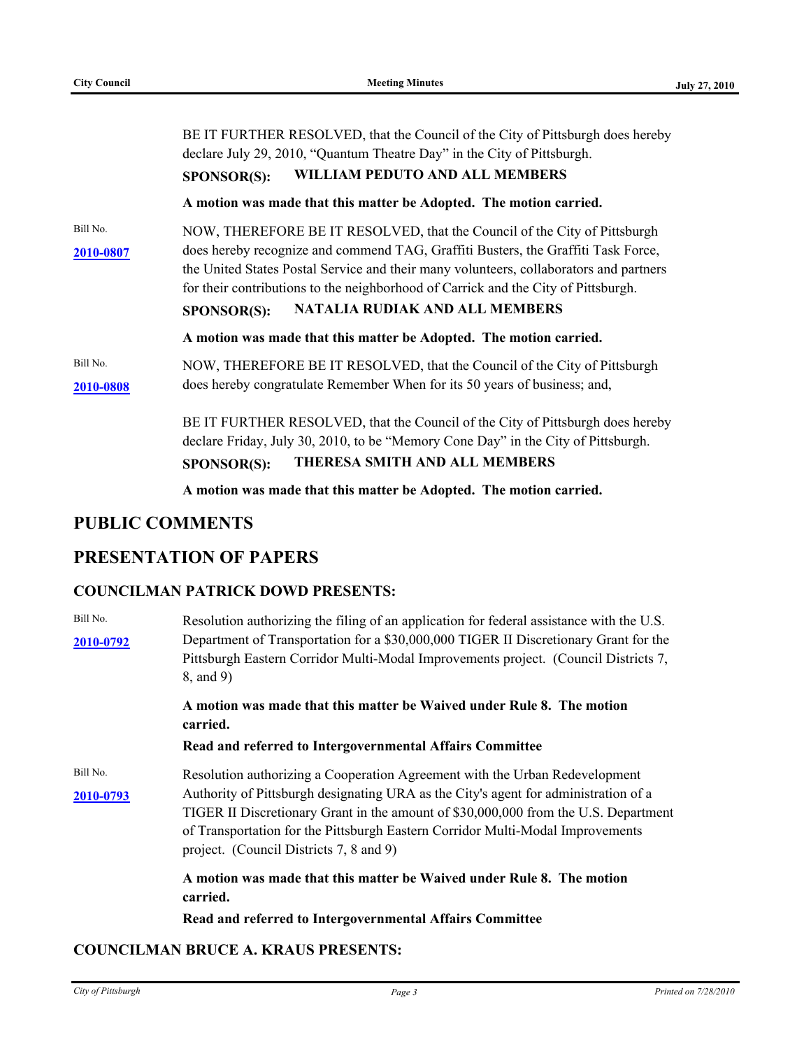BE IT FURTHER RESOLVED, that the Council of the City of Pittsburgh does hereby declare July 29, 2010, "Quantum Theatre Day" in the City of Pittsburgh.

**SPONSOR(S): WILLIAM PEDUTO AND ALL MEMBERS**

**A motion was made that this matter be Adopted. The motion carried.**

Bill No. **2010-0807**

NOW, THEREFORE BE IT RESOLVED, that the Council of the City of Pittsburgh does hereby recognize and commend TAG, Graffiti Busters, the Graffiti Task Force, the United States Postal Service and their many volunteers, collaborators and partners for their contributions to the neighborhood of Carrick and the City of Pittsburgh.

**SPONSOR(S): NATALIA RUDIAK AND ALL MEMBERS**

**A motion was made that this matter be Adopted. The motion carried.**

Bill No. **2010-0808**

NOW, THEREFORE BE IT RESOLVED, that the Council of the City of Pittsburgh does hereby congratulate Remember When for its 50 years of business; and,

BE IT FURTHER RESOLVED, that the Council of the City of Pittsburgh does hereby declare Friday, July 30, 2010, to be "Memory Cone Day" in the City of Pittsburgh.

**SPONSOR(S): THERESA SMITH AND ALL MEMBERS**

**A motion was made that this matter be Adopted. The motion carried.**

## PUBLIC COMMENTS

## PRESENTATION OF PAPERS

### COUNCILMAN PATRICK DOWD PRESENTS:

Bill No. **2010-0792**

Resolution authorizing the filing of an application for federal assistance with the U.S. Department of Transportation for a $30,000,000 TIGER II Discretionary Grant for the Pittsburgh Eastern Corridor Multi-Modal Improvements project. (Council Districts 7, 8, and 9)

**A motion was made that this matter be Waived under Rule 8. The motion carried.**

**Read and referred to Intergovernmental Affairs Committee**

Bill No. **2010-0793**

Resolution authorizing a Cooperation Agreement with the Urban Redevelopment Authority of Pittsburgh designating URA as the City's agent for administration of a TIGER II Discretionary Grant in the amount of $30,000,000 from the U.S. Department of Transportation for the Pittsburgh Eastern Corridor Multi-Modal Improvements project. (Council Districts 7, 8 and 9)

**A motion was made that this matter be Waived under Rule 8. The motion carried.**

**Read and referred to Intergovernmental Affairs Committee**

### COUNCILMAN BRUCE A. KRAUS PRESENTS: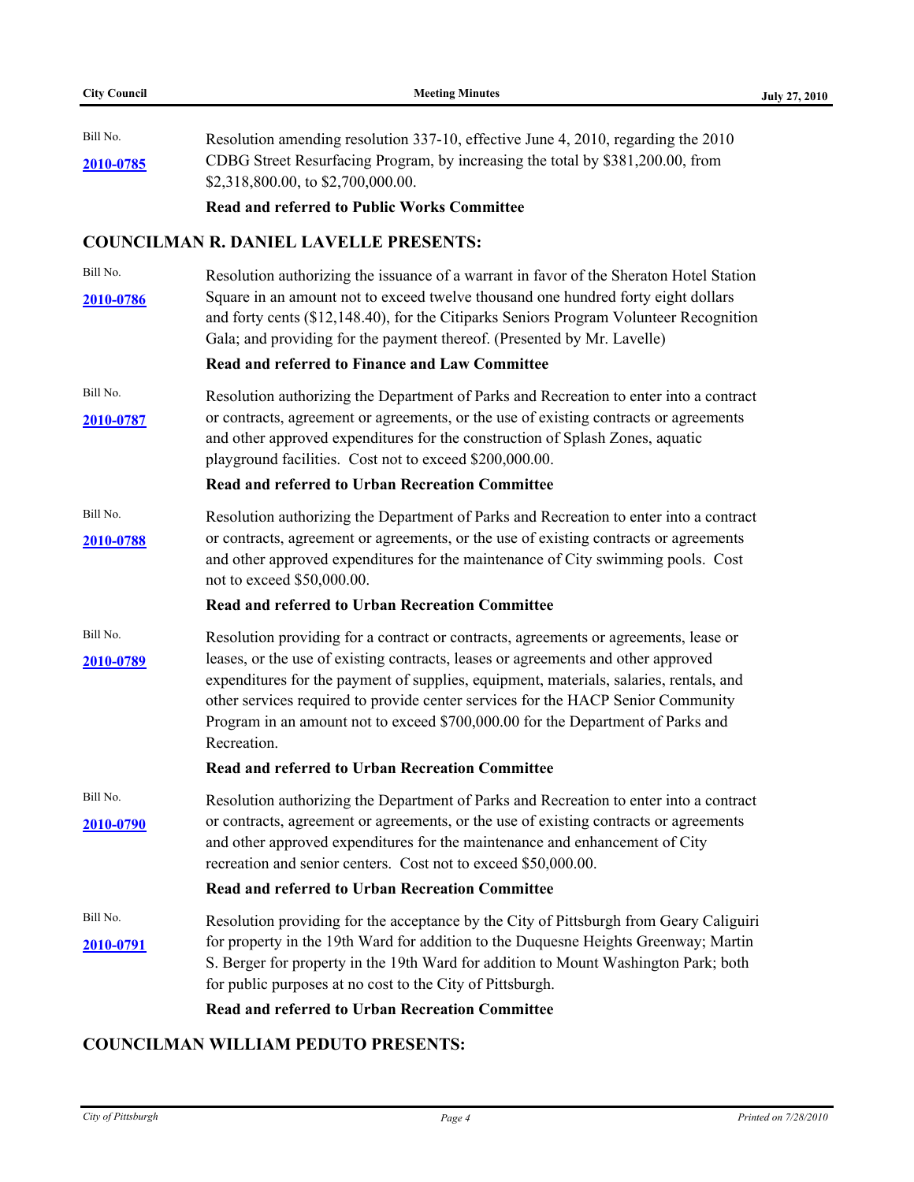Bill No.

**2010-0785**

Resolution amending resolution 337-10, effective June 4, 2010, regarding the 2010 CDBG Street Resurfacing Program, by increasing the total by $381,200.00, from $2,318,800.00, to $2,700,000.00.

**Read and referred to Public Works Committee**

## COUNCILMAN R. DANIEL LAVELLE PRESENTS:

Bill No.

**2010-0786**

Resolution authorizing the issuance of a warrant in favor of the Sheraton Hotel Station Square in an amount not to exceed twelve thousand one hundred forty eight dollars and forty cents ($12,148.40), for the Citiparks Seniors Program Volunteer Recognition Gala; and providing for the payment thereof. (Presented by Mr. Lavelle)

**Read and referred to Finance and Law Committee**

Bill No.

**2010-0787**

Resolution authorizing the Department of Parks and Recreation to enter into a contract or contracts, agreement or agreements, or the use of existing contracts or agreements and other approved expenditures for the construction of Splash Zones, aquatic playground facilities. Cost not to exceed $200,000.00.

**Read and referred to Urban Recreation Committee**

Bill No.

**2010-0788**

Resolution authorizing the Department of Parks and Recreation to enter into a contract or contracts, agreement or agreements, or the use of existing contracts or agreements and other approved expenditures for the maintenance of City swimming pools. Cost not to exceed $50,000.00.

**Read and referred to Urban Recreation Committee**

Bill No.

**2010-0789**

Resolution providing for a contract or contracts, agreements or agreements, lease or leases, or the use of existing contracts, leases or agreements and other approved expenditures for the payment of supplies, equipment, materials, salaries, rentals, and other services required to provide center services for the HACP Senior Community Program in an amount not to exceed $700,000.00 for the Department of Parks and Recreation.

**Read and referred to Urban Recreation Committee**

Bill No.

**2010-0790**

Resolution authorizing the Department of Parks and Recreation to enter into a contract or contracts, agreement or agreements, or the use of existing contracts or agreements and other approved expenditures for the maintenance and enhancement of City recreation and senior centers. Cost not to exceed $50,000.00.

**Read and referred to Urban Recreation Committee**

Bill No.

**2010-0791**

Resolution providing for the acceptance by the City of Pittsburgh from Geary Caliguiri for property in the 19th Ward for addition to the Duquesne Heights Greenway; Martin S. Berger for property in the 19th Ward for addition to Mount Washington Park; both for public purposes at no cost to the City of Pittsburgh.

**Read and referred to Urban Recreation Committee**

## COUNCILMAN WILLIAM PEDUTO PRESENTS: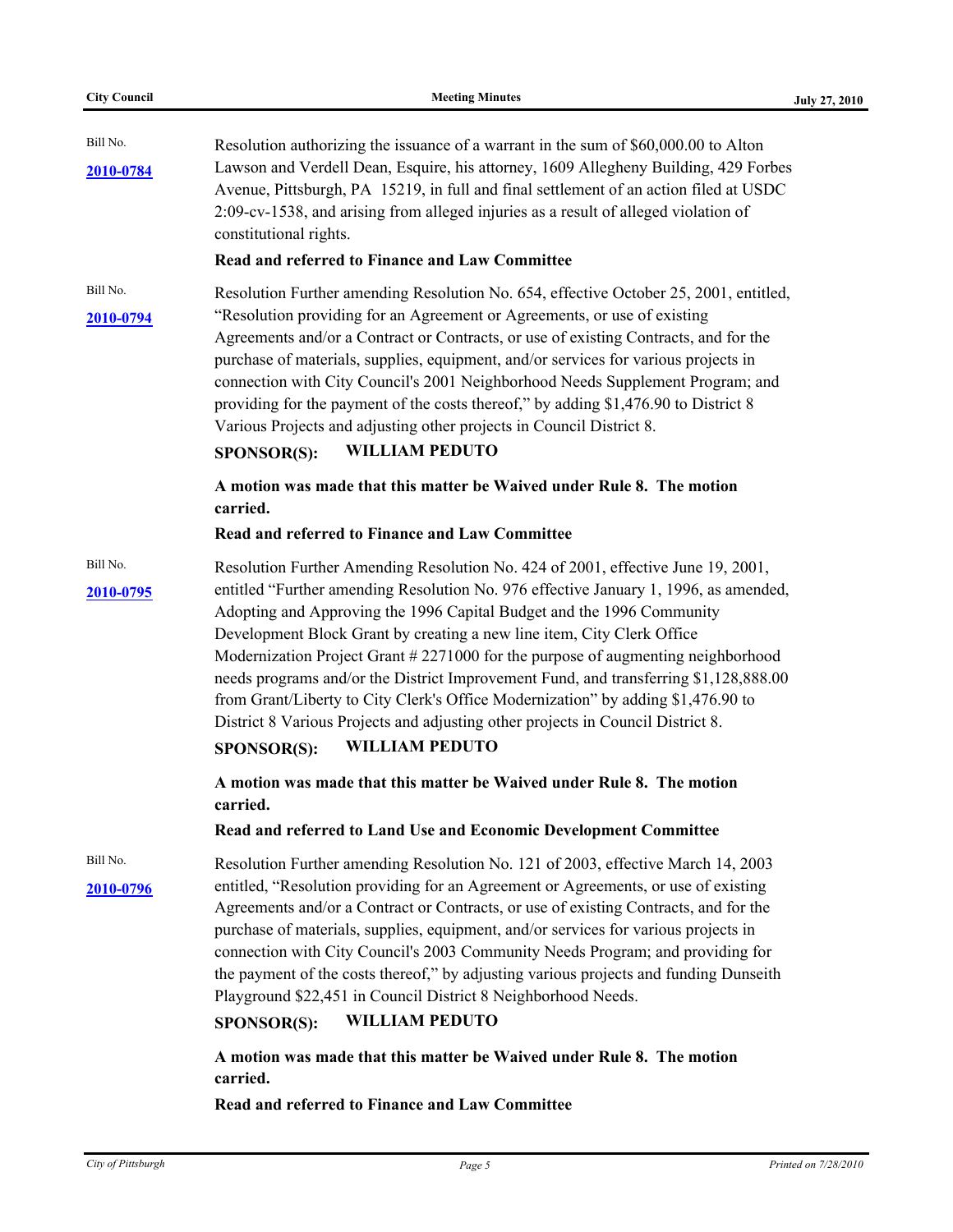Bill No.

**2010-0784**

Resolution authorizing the issuance of a warrant in the sum of $60,000.00 to Alton Lawson and Verdell Dean, Esquire, his attorney, 1609 Allegheny Building, 429 Forbes Avenue, Pittsburgh, PA 15219, in full and final settlement of an action filed at USDC 2:09-cv-1538, and arising from alleged injuries as a result of alleged violation of constitutional rights.

**Read and referred to Finance and Law Committee**

Bill No.

**2010-0794**

Resolution Further amending Resolution No. 654, effective October 25, 2001, entitled, "Resolution providing for an Agreement or Agreements, or use of existing Agreements and/or a Contract or Contracts, or use of existing Contracts, and for the purchase of materials, supplies, equipment, and/or services for various projects in connection with City Council's 2001 Neighborhood Needs Supplement Program; and providing for the payment of the costs thereof," by adding $1,476.90 to District 8 Various Projects and adjusting other projects in Council District 8.

**SPONSOR(S): WILLIAM PEDUTO**

**A motion was made that this matter be Waived under Rule 8. The motion carried.**

**Read and referred to Finance and Law Committee**

Bill No.

**2010-0795**

Resolution Further Amending Resolution No. 424 of 2001, effective June 19, 2001, entitled "Further amending Resolution No. 976 effective January 1, 1996, as amended, Adopting and Approving the 1996 Capital Budget and the 1996 Community Development Block Grant by creating a new line item, City Clerk Office Modernization Project Grant # 2271000 for the purpose of augmenting neighborhood needs programs and/or the District Improvement Fund, and transferring $1,128,888.00 from Grant/Liberty to City Clerk's Office Modernization" by adding $1,476.90 to District 8 Various Projects and adjusting other projects in Council District 8.

**SPONSOR(S): WILLIAM PEDUTO**

**A motion was made that this matter be Waived under Rule 8. The motion carried.**

**Read and referred to Land Use and Economic Development Committee**

Bill No.

**2010-0796**

Resolution Further amending Resolution No. 121 of 2003, effective March 14, 2003 entitled, "Resolution providing for an Agreement or Agreements, or use of existing Agreements and/or a Contract or Contracts, or use of existing Contracts, and for the purchase of materials, supplies, equipment, and/or services for various projects in connection with City Council's 2003 Community Needs Program; and providing for the payment of the costs thereof," by adjusting various projects and funding Dunseith Playground $22,451 in Council District 8 Neighborhood Needs.

**SPONSOR(S): WILLIAM PEDUTO**

**A motion was made that this matter be Waived under Rule 8. The motion carried.**

**Read and referred to Finance and Law Committee**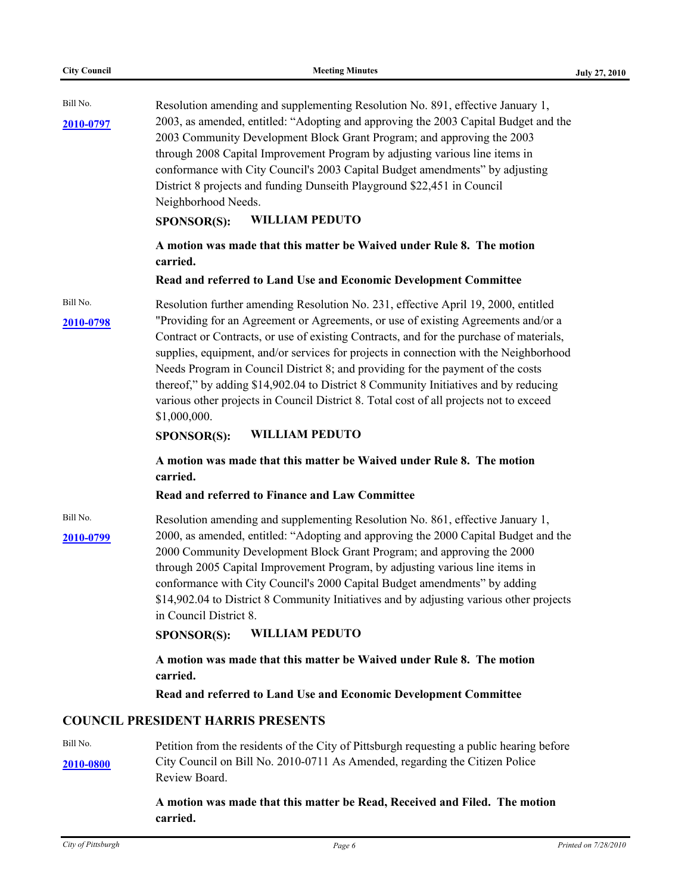Bill No. **2010-0797**

Resolution amending and supplementing Resolution No. 891, effective January 1, 2003, as amended, entitled: "Adopting and approving the 2003 Capital Budget and the 2003 Community Development Block Grant Program; and approving the 2003 through 2008 Capital Improvement Program by adjusting various line items in conformance with City Council's 2003 Capital Budget amendments" by adjusting District 8 projects and funding Dunseith Playground $22,451 in Council Neighborhood Needs.

**SPONSOR(S): WILLIAM PEDUTO**

**A motion was made that this matter be Waived under Rule 8. The motion carried.**

**Read and referred to Land Use and Economic Development Committee**

Bill No. **2010-0798**

Resolution further amending Resolution No. 231, effective April 19, 2000, entitled "Providing for an Agreement or Agreements, or use of existing Agreements and/or a Contract or Contracts, or use of existing Contracts, and for the purchase of materials, supplies, equipment, and/or services for projects in connection with the Neighborhood Needs Program in Council District 8; and providing for the payment of the costs thereof," by adding $14,902.04 to District 8 Community Initiatives and by reducing various other projects in Council District 8. Total cost of all projects not to exceed $1,000,000.

**SPONSOR(S): WILLIAM PEDUTO**

**A motion was made that this matter be Waived under Rule 8. The motion carried.**

**Read and referred to Finance and Law Committee**

Bill No. **2010-0799**

Resolution amending and supplementing Resolution No. 861, effective January 1, 2000, as amended, entitled: "Adopting and approving the 2000 Capital Budget and the 2000 Community Development Block Grant Program; and approving the 2000 through 2005 Capital Improvement Program, by adjusting various line items in conformance with City Council's 2000 Capital Budget amendments" by adding $14,902.04 to District 8 Community Initiatives and by adjusting various other projects in Council District 8.

**SPONSOR(S): WILLIAM PEDUTO**

**A motion was made that this matter be Waived under Rule 8. The motion carried.**

**Read and referred to Land Use and Economic Development Committee**

## COUNCIL PRESIDENT HARRIS PRESENTS

Bill No. **2010-0800**

Petition from the residents of the City of Pittsburgh requesting a public hearing before City Council on Bill No. 2010-0711 As Amended, regarding the Citizen Police Review Board.

**A motion was made that this matter be Read, Received and Filed. The motion carried.**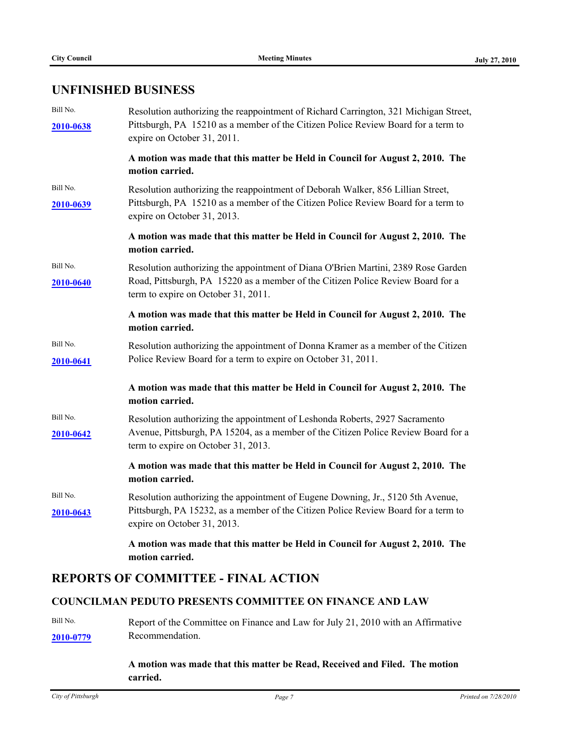## UNFINISHED BUSINESS

Bill No.
**2010-0638**

Resolution authorizing the reappointment of Richard Carrington, 321 Michigan Street, Pittsburgh, PA 15210 as a member of the Citizen Police Review Board for a term to expire on October 31, 2011.

**A motion was made that this matter be Held in Council for August 2, 2010. The motion carried.**

Bill No.
**2010-0639**

Resolution authorizing the reappointment of Deborah Walker, 856 Lillian Street, Pittsburgh, PA 15210 as a member of the Citizen Police Review Board for a term to expire on October 31, 2013.

**A motion was made that this matter be Held in Council for August 2, 2010. The motion carried.**

Bill No.
**2010-0640**

Resolution authorizing the appointment of Diana O'Brien Martini, 2389 Rose Garden Road, Pittsburgh, PA 15220 as a member of the Citizen Police Review Board for a term to expire on October 31, 2011.

**A motion was made that this matter be Held in Council for August 2, 2010. The motion carried.**

Bill No.
**2010-0641**

Resolution authorizing the appointment of Donna Kramer as a member of the Citizen Police Review Board for a term to expire on October 31, 2011.

**A motion was made that this matter be Held in Council for August 2, 2010. The motion carried.**

Bill No.
**2010-0642**

Resolution authorizing the appointment of Leshonda Roberts, 2927 Sacramento Avenue, Pittsburgh, PA 15204, as a member of the Citizen Police Review Board for a term to expire on October 31, 2013.

**A motion was made that this matter be Held in Council for August 2, 2010. The motion carried.**

Bill No.
**2010-0643**

Resolution authorizing the appointment of Eugene Downing, Jr., 5120 5th Avenue, Pittsburgh, PA 15232, as a member of the Citizen Police Review Board for a term to expire on October 31, 2013.

**A motion was made that this matter be Held in Council for August 2, 2010. The motion carried.**

## REPORTS OF COMMITTEE - FINAL ACTION

### COUNCILMAN PEDUTO PRESENTS COMMITTEE ON FINANCE AND LAW

Bill No.
**2010-0779**

Report of the Committee on Finance and Law for July 21, 2010 with an Affirmative Recommendation.

**A motion was made that this matter be Read, Received and Filed. The motion carried.**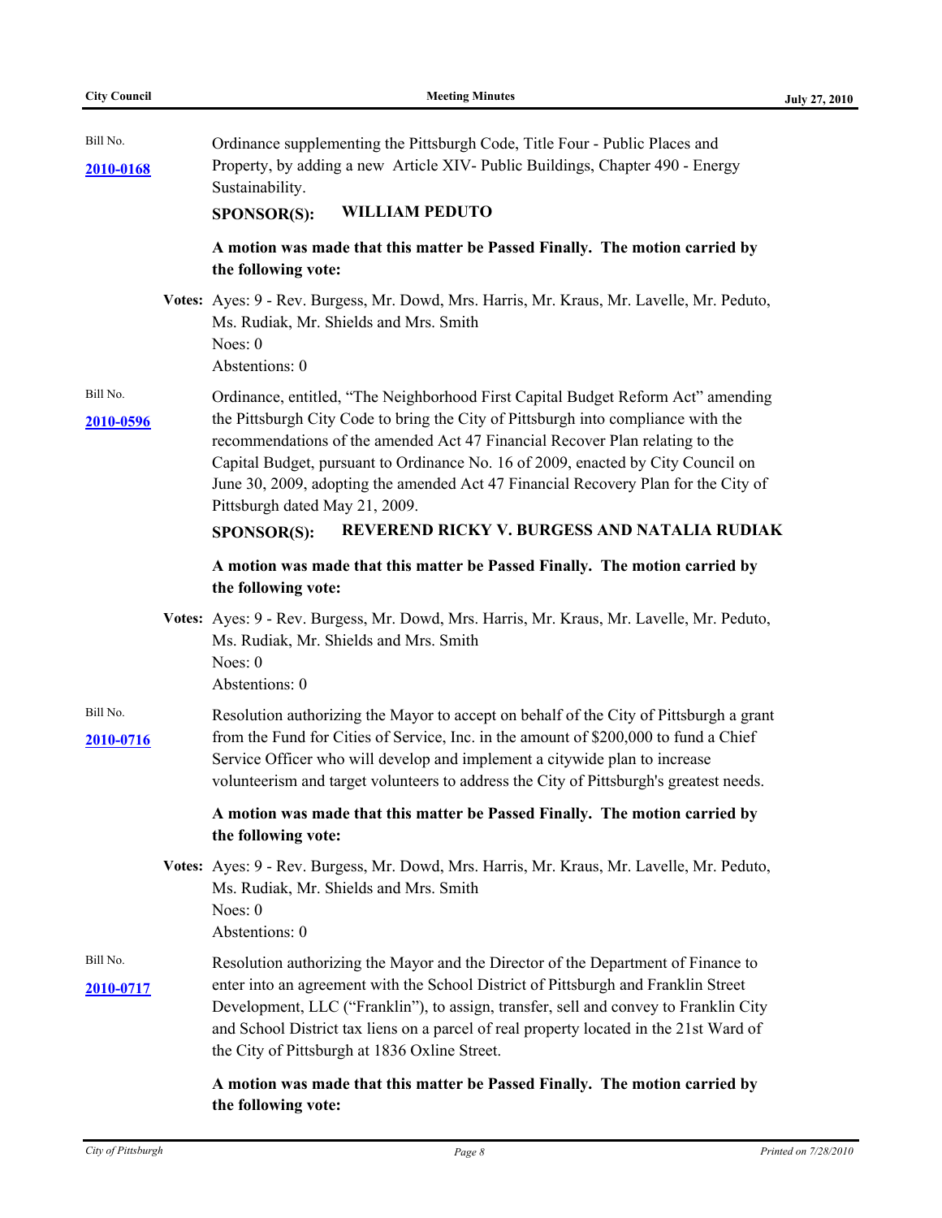Bill No.

**2010-0168**

Ordinance supplementing the Pittsburgh Code, Title Four - Public Places and Property, by adding a new Article XIV- Public Buildings, Chapter 490 - Energy Sustainability.

**SPONSOR(S): WILLIAM PEDUTO**

**A motion was made that this matter be Passed Finally. The motion carried by the following vote:**

**Votes:** Ayes: 9 - Rev. Burgess, Mr. Dowd, Mrs. Harris, Mr. Kraus, Mr. Lavelle, Mr. Peduto, Ms. Rudiak, Mr. Shields and Mrs. Smith
Noes: 0
Abstentions: 0

Bill No.

**2010-0596**

Ordinance, entitled, "The Neighborhood First Capital Budget Reform Act" amending the Pittsburgh City Code to bring the City of Pittsburgh into compliance with the recommendations of the amended Act 47 Financial Recover Plan relating to the Capital Budget, pursuant to Ordinance No. 16 of 2009, enacted by City Council on June 30, 2009, adopting the amended Act 47 Financial Recovery Plan for the City of Pittsburgh dated May 21, 2009.

**SPONSOR(S): REVEREND RICKY V. BURGESS AND NATALIA RUDIAK**

**A motion was made that this matter be Passed Finally. The motion carried by the following vote:**

**Votes:** Ayes: 9 - Rev. Burgess, Mr. Dowd, Mrs. Harris, Mr. Kraus, Mr. Lavelle, Mr. Peduto, Ms. Rudiak, Mr. Shields and Mrs. Smith
Noes: 0
Abstentions: 0

Bill No.

**2010-0716**

Resolution authorizing the Mayor to accept on behalf of the City of Pittsburgh a grant from the Fund for Cities of Service, Inc. in the amount of $200,000 to fund a Chief Service Officer who will develop and implement a citywide plan to increase volunteerism and target volunteers to address the City of Pittsburgh's greatest needs.

**A motion was made that this matter be Passed Finally. The motion carried by the following vote:**

**Votes:** Ayes: 9 - Rev. Burgess, Mr. Dowd, Mrs. Harris, Mr. Kraus, Mr. Lavelle, Mr. Peduto, Ms. Rudiak, Mr. Shields and Mrs. Smith
Noes: 0
Abstentions: 0

Bill No.

**2010-0717**

Resolution authorizing the Mayor and the Director of the Department of Finance to enter into an agreement with the School District of Pittsburgh and Franklin Street Development, LLC ("Franklin"), to assign, transfer, sell and convey to Franklin City and School District tax liens on a parcel of real property located in the 21st Ward of the City of Pittsburgh at 1836 Oxline Street.

**A motion was made that this matter be Passed Finally. The motion carried by the following vote:**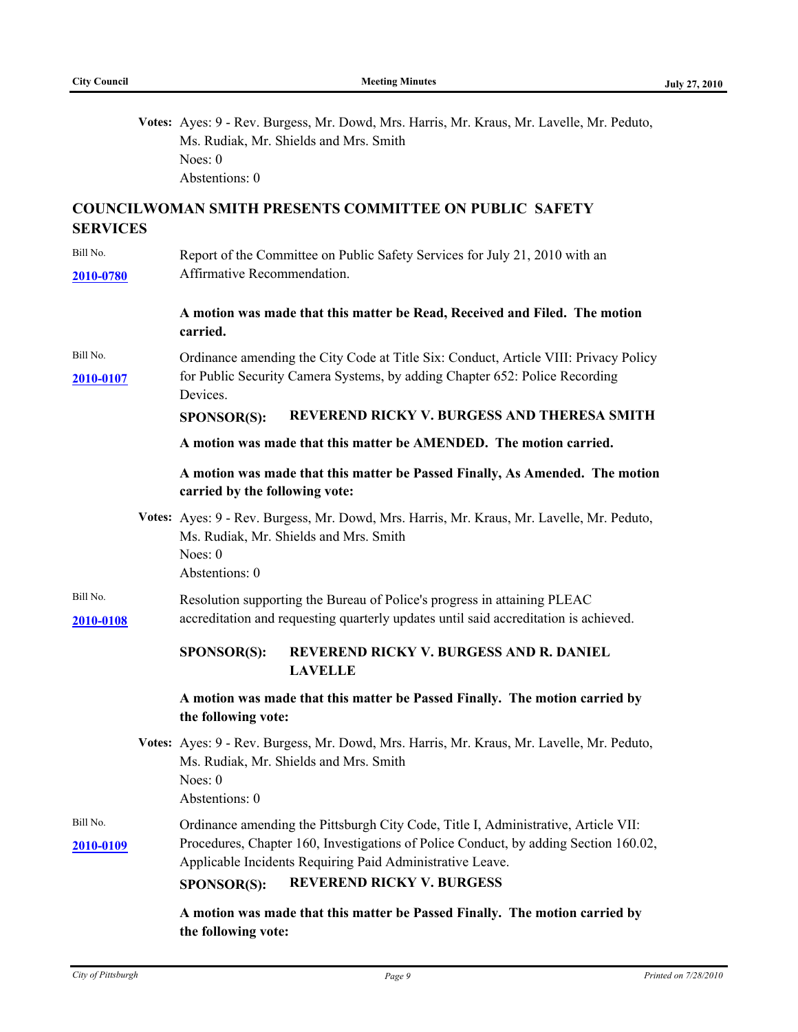**Votes:** Ayes: 9 - Rev. Burgess, Mr. Dowd, Mrs. Harris, Mr. Kraus, Mr. Lavelle, Mr. Peduto, Ms. Rudiak, Mr. Shields and Mrs. Smith
Noes: 0
Abstentions: 0

## COUNCILWOMAN SMITH PRESENTS COMMITTEE ON PUBLIC SAFETY SERVICES

Bill No. **2010-0780**

Report of the Committee on Public Safety Services for July 21, 2010 with an Affirmative Recommendation.

**A motion was made that this matter be Read, Received and Filed. The motion carried.**

Bill No. **2010-0107**

Ordinance amending the City Code at Title Six: Conduct, Article VIII: Privacy Policy for Public Security Camera Systems, by adding Chapter 652: Police Recording Devices.

**SPONSOR(S): REVEREND RICKY V. BURGESS AND THERESA SMITH**

**A motion was made that this matter be AMENDED. The motion carried.**

**A motion was made that this matter be Passed Finally, As Amended. The motion carried by the following vote:**

**Votes:** Ayes: 9 - Rev. Burgess, Mr. Dowd, Mrs. Harris, Mr. Kraus, Mr. Lavelle, Mr. Peduto, Ms. Rudiak, Mr. Shields and Mrs. Smith
Noes: 0
Abstentions: 0

Bill No. **2010-0108**

Resolution supporting the Bureau of Police's progress in attaining PLEAC accreditation and requesting quarterly updates until said accreditation is achieved.

**SPONSOR(S): REVEREND RICKY V. BURGESS AND R. DANIEL LAVELLE**

**A motion was made that this matter be Passed Finally. The motion carried by the following vote:**

**Votes:** Ayes: 9 - Rev. Burgess, Mr. Dowd, Mrs. Harris, Mr. Kraus, Mr. Lavelle, Mr. Peduto, Ms. Rudiak, Mr. Shields and Mrs. Smith
Noes: 0
Abstentions: 0

Bill No. **2010-0109**

Ordinance amending the Pittsburgh City Code, Title I, Administrative, Article VII: Procedures, Chapter 160, Investigations of Police Conduct, by adding Section 160.02, Applicable Incidents Requiring Paid Administrative Leave.

**SPONSOR(S): REVEREND RICKY V. BURGESS**

**A motion was made that this matter be Passed Finally. The motion carried by the following vote:**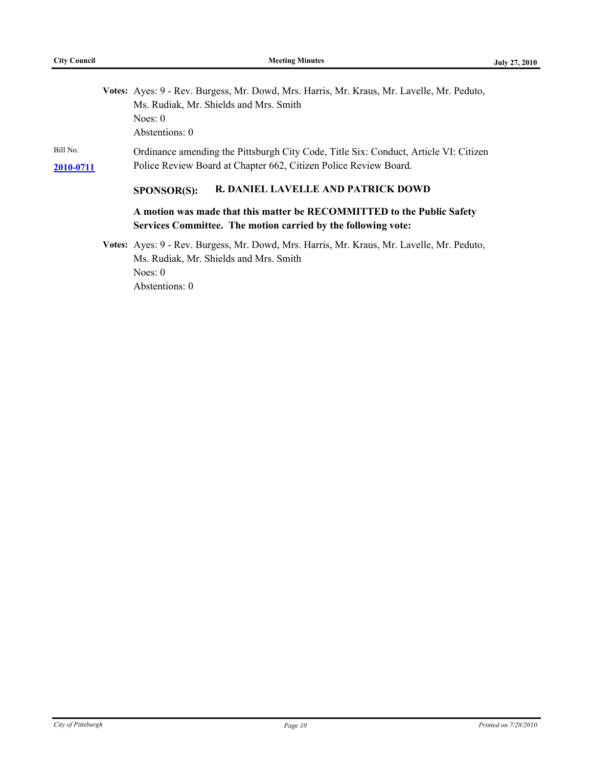**Votes:** Ayes: 9 - Rev. Burgess, Mr. Dowd, Mrs. Harris, Mr. Kraus, Mr. Lavelle, Mr. Peduto, Ms. Rudiak, Mr. Shields and Mrs. Smith
Noes: 0
Abstentions: 0

Bill No. **2010-0711**

Ordinance amending the Pittsburgh City Code, Title Six: Conduct, Article VI: Citizen Police Review Board at Chapter 662, Citizen Police Review Board.

**SPONSOR(S): R. DANIEL LAVELLE AND PATRICK DOWD**

**A motion was made that this matter be RECOMMITTED to the Public Safety Services Committee. The motion carried by the following vote:**

**Votes:** Ayes: 9 - Rev. Burgess, Mr. Dowd, Mrs. Harris, Mr. Kraus, Mr. Lavelle, Mr. Peduto, Ms. Rudiak, Mr. Shields and Mrs. Smith
Noes: 0
Abstentions: 0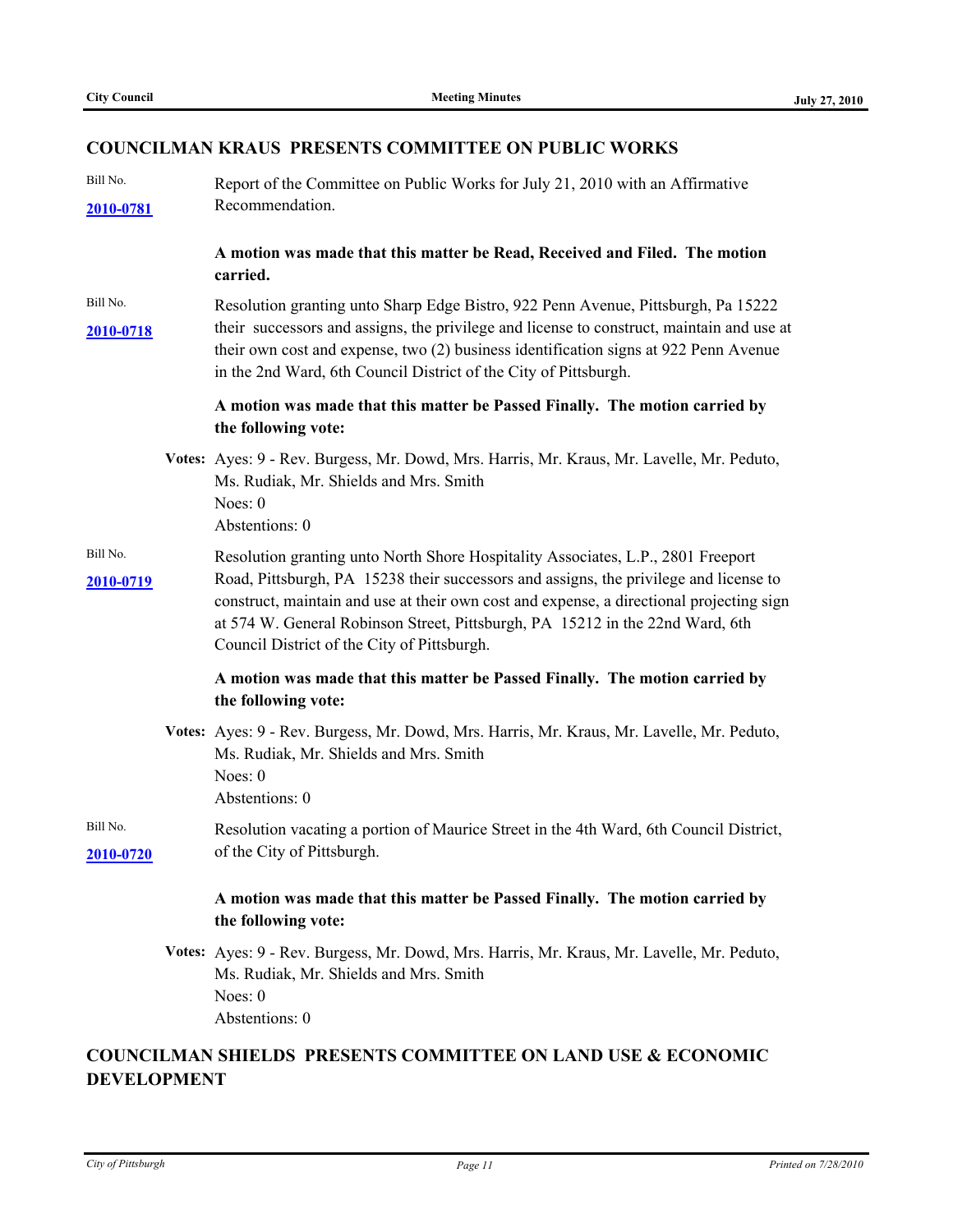## COUNCILMAN KRAUS PRESENTS COMMITTEE ON PUBLIC WORKS

Bill No. **2010-0781**

Report of the Committee on Public Works for July 21, 2010 with an Affirmative Recommendation.

**A motion was made that this matter be Read, Received and Filed. The motion carried.**

Bill No. **2010-0718**

Resolution granting unto Sharp Edge Bistro, 922 Penn Avenue, Pittsburgh, Pa 15222 their successors and assigns, the privilege and license to construct, maintain and use at their own cost and expense, two (2) business identification signs at 922 Penn Avenue in the 2nd Ward, 6th Council District of the City of Pittsburgh.

**A motion was made that this matter be Passed Finally. The motion carried by the following vote:**

**Votes:** Ayes: 9 - Rev. Burgess, Mr. Dowd, Mrs. Harris, Mr. Kraus, Mr. Lavelle, Mr. Peduto, Ms. Rudiak, Mr. Shields and Mrs. Smith
Noes: 0
Abstentions: 0

Bill No. **2010-0719**

Resolution granting unto North Shore Hospitality Associates, L.P., 2801 Freeport Road, Pittsburgh, PA 15238 their successors and assigns, the privilege and license to construct, maintain and use at their own cost and expense, a directional projecting sign at 574 W. General Robinson Street, Pittsburgh, PA 15212 in the 22nd Ward, 6th Council District of the City of Pittsburgh.

**A motion was made that this matter be Passed Finally. The motion carried by the following vote:**

**Votes:** Ayes: 9 - Rev. Burgess, Mr. Dowd, Mrs. Harris, Mr. Kraus, Mr. Lavelle, Mr. Peduto, Ms. Rudiak, Mr. Shields and Mrs. Smith
Noes: 0
Abstentions: 0

Bill No. **2010-0720**

Resolution vacating a portion of Maurice Street in the 4th Ward, 6th Council District, of the City of Pittsburgh.

**A motion was made that this matter be Passed Finally. The motion carried by the following vote:**

**Votes:** Ayes: 9 - Rev. Burgess, Mr. Dowd, Mrs. Harris, Mr. Kraus, Mr. Lavelle, Mr. Peduto, Ms. Rudiak, Mr. Shields and Mrs. Smith
Noes: 0
Abstentions: 0

## COUNCILMAN SHIELDS PRESENTS COMMITTEE ON LAND USE & ECONOMIC DEVELOPMENT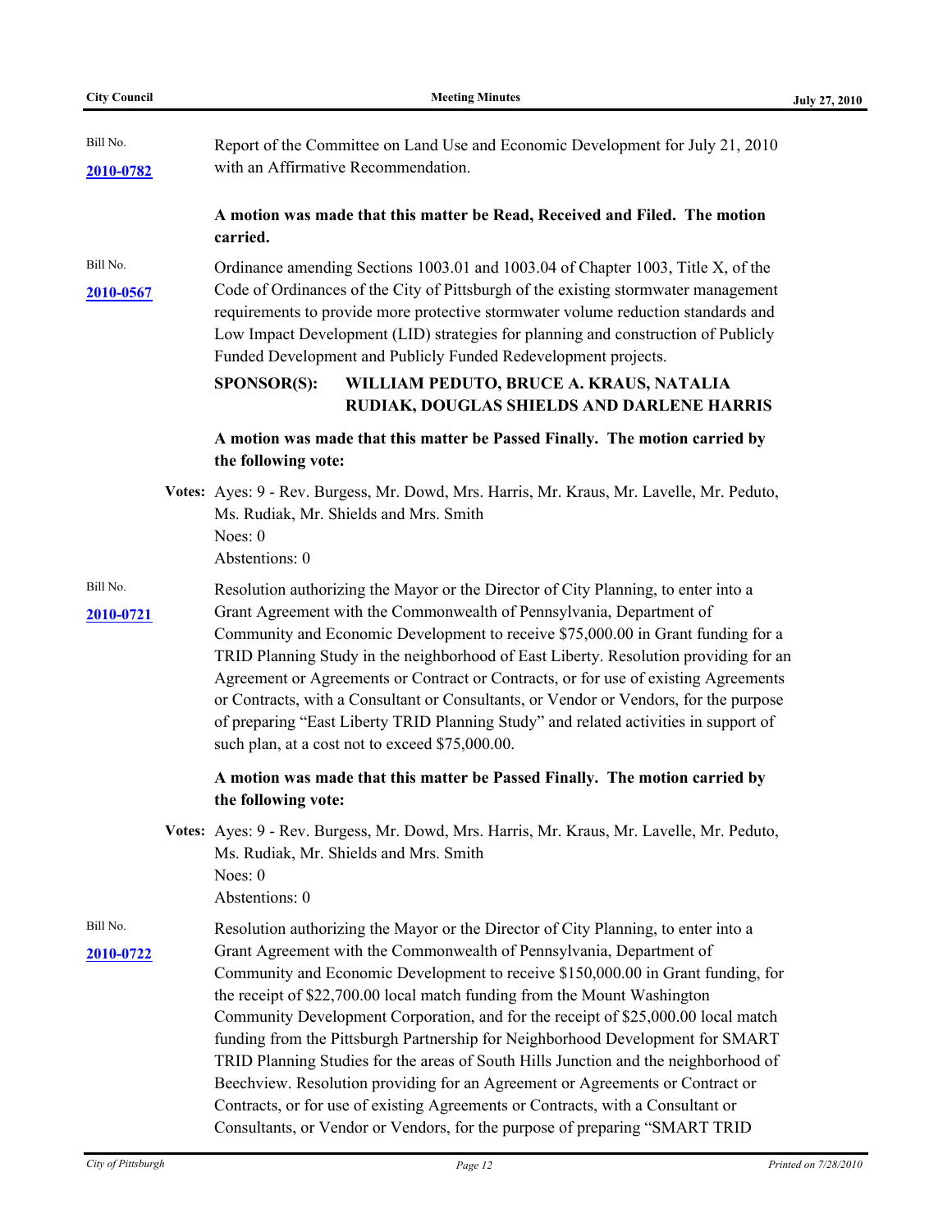Bill No. **2010-0782**

Report of the Committee on Land Use and Economic Development for July 21, 2010 with an Affirmative Recommendation.

**A motion was made that this matter be Read, Received and Filed. The motion carried.**

Bill No. **2010-0567**

Ordinance amending Sections 1003.01 and 1003.04 of Chapter 1003, Title X, of the Code of Ordinances of the City of Pittsburgh of the existing stormwater management requirements to provide more protective stormwater volume reduction standards and Low Impact Development (LID) strategies for planning and construction of Publicly Funded Development and Publicly Funded Redevelopment projects.

**SPONSOR(S): WILLIAM PEDUTO, BRUCE A. KRAUS, NATALIA RUDIAK, DOUGLAS SHIELDS AND DARLENE HARRIS**

**A motion was made that this matter be Passed Finally. The motion carried by the following vote:**

**Votes:** Ayes: 9 - Rev. Burgess, Mr. Dowd, Mrs. Harris, Mr. Kraus, Mr. Lavelle, Mr. Peduto, Ms. Rudiak, Mr. Shields and Mrs. Smith
Noes: 0
Abstentions: 0

Bill No. **2010-0721**

Resolution authorizing the Mayor or the Director of City Planning, to enter into a Grant Agreement with the Commonwealth of Pennsylvania, Department of Community and Economic Development to receive $75,000.00 in Grant funding for a TRID Planning Study in the neighborhood of East Liberty. Resolution providing for an Agreement or Agreements or Contract or Contracts, or for use of existing Agreements or Contracts, with a Consultant or Consultants, or Vendor or Vendors, for the purpose of preparing "East Liberty TRID Planning Study" and related activities in support of such plan, at a cost not to exceed $75,000.00.

**A motion was made that this matter be Passed Finally. The motion carried by the following vote:**

**Votes:** Ayes: 9 - Rev. Burgess, Mr. Dowd, Mrs. Harris, Mr. Kraus, Mr. Lavelle, Mr. Peduto, Ms. Rudiak, Mr. Shields and Mrs. Smith
Noes: 0
Abstentions: 0

Bill No. **2010-0722**

Resolution authorizing the Mayor or the Director of City Planning, to enter into a Grant Agreement with the Commonwealth of Pennsylvania, Department of Community and Economic Development to receive $150,000.00 in Grant funding, for the receipt of $22,700.00 local match funding from the Mount Washington Community Development Corporation, and for the receipt of $25,000.00 local match funding from the Pittsburgh Partnership for Neighborhood Development for SMART TRID Planning Studies for the areas of South Hills Junction and the neighborhood of Beechview. Resolution providing for an Agreement or Agreements or Contract or Contracts, or for use of existing Agreements or Contracts, with a Consultant or Consultants, or Vendor or Vendors, for the purpose of preparing "SMART TRID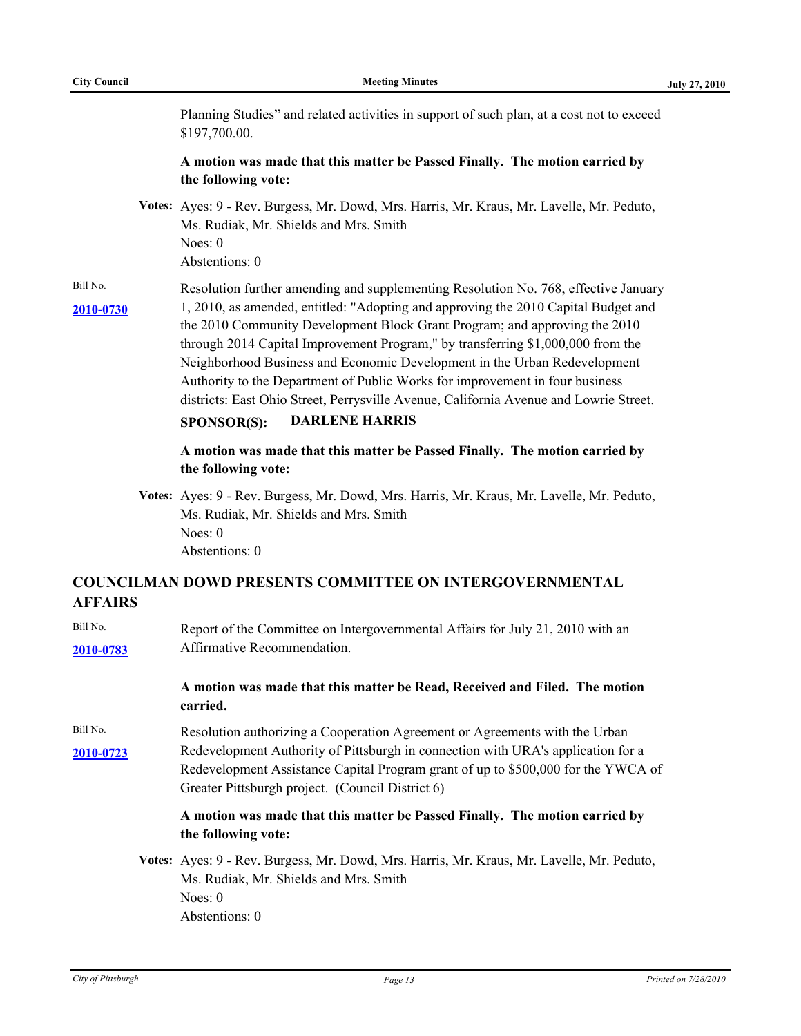Planning Studies" and related activities in support of such plan, at a cost not to exceed $197,700.00.

**A motion was made that this matter be Passed Finally. The motion carried by the following vote:**

**Votes:** Ayes: 9 - Rev. Burgess, Mr. Dowd, Mrs. Harris, Mr. Kraus, Mr. Lavelle, Mr. Peduto, Ms. Rudiak, Mr. Shields and Mrs. Smith
Noes: 0
Abstentions: 0

Bill No. **2010-0730**

Resolution further amending and supplementing Resolution No. 768, effective January 1, 2010, as amended, entitled: "Adopting and approving the 2010 Capital Budget and the 2010 Community Development Block Grant Program; and approving the 2010 through 2014 Capital Improvement Program," by transferring $1,000,000 from the Neighborhood Business and Economic Development in the Urban Redevelopment Authority to the Department of Public Works for improvement in four business districts: East Ohio Street, Perrysville Avenue, California Avenue and Lowrie Street.

**SPONSOR(S): DARLENE HARRIS**

**A motion was made that this matter be Passed Finally. The motion carried by the following vote:**

**Votes:** Ayes: 9 - Rev. Burgess, Mr. Dowd, Mrs. Harris, Mr. Kraus, Mr. Lavelle, Mr. Peduto, Ms. Rudiak, Mr. Shields and Mrs. Smith
Noes: 0
Abstentions: 0

## COUNCILMAN DOWD PRESENTS COMMITTEE ON INTERGOVERNMENTAL AFFAIRS

Bill No. **2010-0783**

Report of the Committee on Intergovernmental Affairs for July 21, 2010 with an Affirmative Recommendation.

**A motion was made that this matter be Read, Received and Filed. The motion carried.**

Bill No. **2010-0723**

Resolution authorizing a Cooperation Agreement or Agreements with the Urban Redevelopment Authority of Pittsburgh in connection with URA's application for a Redevelopment Assistance Capital Program grant of up to $500,000 for the YWCA of Greater Pittsburgh project. (Council District 6)

**A motion was made that this matter be Passed Finally. The motion carried by the following vote:**

**Votes:** Ayes: 9 - Rev. Burgess, Mr. Dowd, Mrs. Harris, Mr. Kraus, Mr. Lavelle, Mr. Peduto, Ms. Rudiak, Mr. Shields and Mrs. Smith
Noes: 0
Abstentions: 0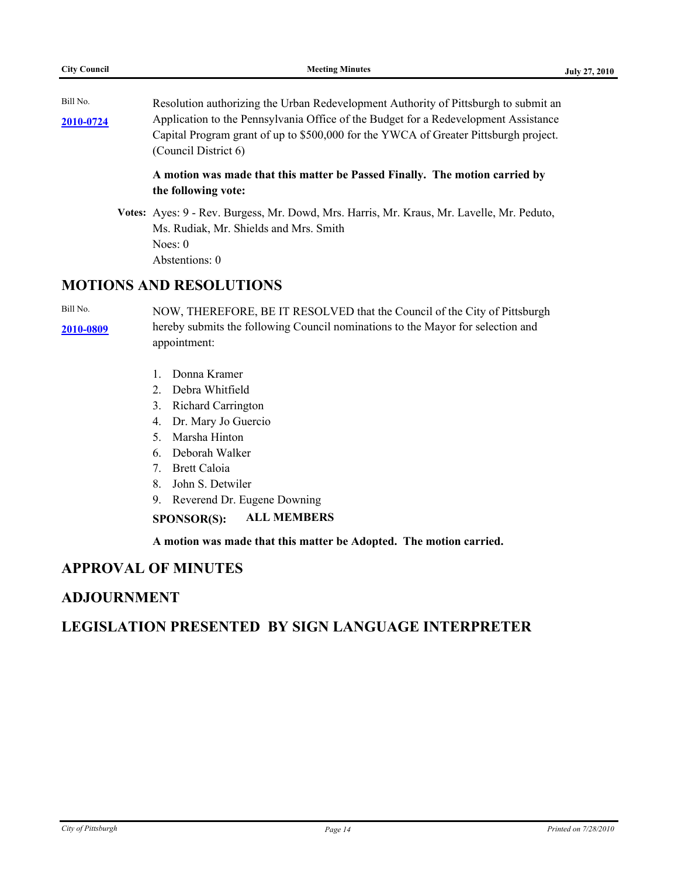Bill No.

**2010-0724**

Resolution authorizing the Urban Redevelopment Authority of Pittsburgh to submit an Application to the Pennsylvania Office of the Budget for a Redevelopment Assistance Capital Program grant of up to $500,000 for the YWCA of Greater Pittsburgh project. (Council District 6)

**A motion was made that this matter be Passed Finally. The motion carried by the following vote:**

**Votes:** Ayes: 9 - Rev. Burgess, Mr. Dowd, Mrs. Harris, Mr. Kraus, Mr. Lavelle, Mr. Peduto, Ms. Rudiak, Mr. Shields and Mrs. Smith
Noes: 0
Abstentions: 0

## MOTIONS AND RESOLUTIONS

Bill No.

**2010-0809**

NOW, THEREFORE, BE IT RESOLVED that the Council of the City of Pittsburgh hereby submits the following Council nominations to the Mayor for selection and appointment:

1. Donna Kramer
2. Debra Whitfield
3. Richard Carrington
4. Dr. Mary Jo Guercio
5. Marsha Hinton
6. Deborah Walker
7. Brett Caloia
8. John S. Detwiler
9. Reverend Dr. Eugene Downing

**SPONSOR(S): ALL MEMBERS**

**A motion was made that this matter be Adopted. The motion carried.**

## APPROVAL OF MINUTES

## ADJOURNMENT

## LEGISLATION PRESENTED BY SIGN LANGUAGE INTERPRETER